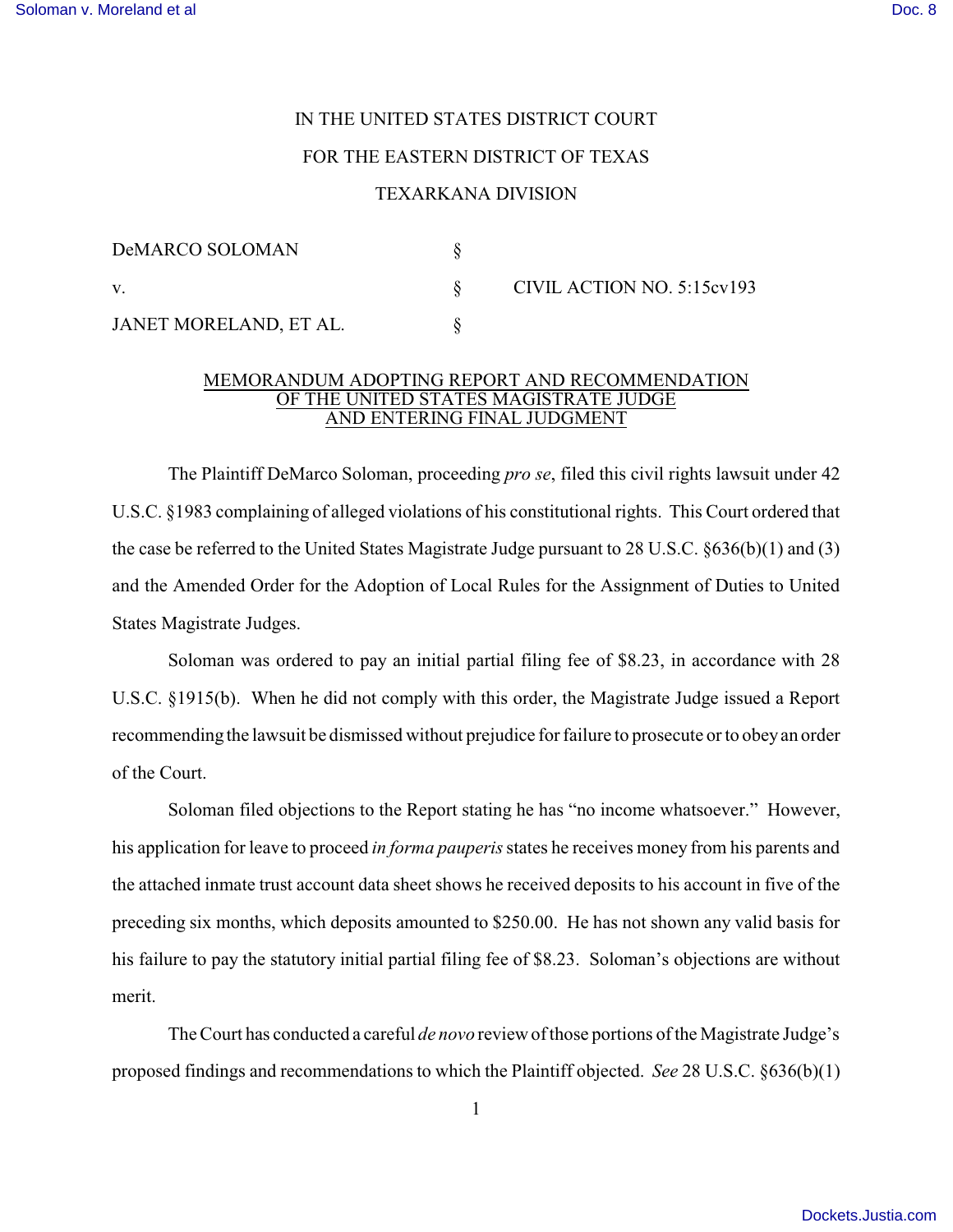IN THE UNITED STATES DISTRICT COURT

FOR THE EASTERN DISTRICT OF TEXAS

TEXARKANA DIVISION

| | | |
|---|---|---|
| DeMARCO SOLOMAN | § | |
| v. | § | CIVIL ACTION NO. 5:15cv193 |
| JANET MORELAND, ET AL. | § | |

## MEMORANDUM ADOPTING REPORT AND RECOMMENDATION OF THE UNITED STATES MAGISTRATE JUDGE AND ENTERING FINAL JUDGMENT

The Plaintiff DeMarco Soloman, proceeding *pro se*, filed this civil rights lawsuit under 42 U.S.C. §1983 complaining of alleged violations of his constitutional rights. This Court ordered that the case be referred to the United States Magistrate Judge pursuant to 28 U.S.C. §636(b)(1) and (3) and the Amended Order for the Adoption of Local Rules for the Assignment of Duties to United States Magistrate Judges.

Soloman was ordered to pay an initial partial filing fee of $8.23, in accordance with 28 U.S.C. §1915(b). When he did not comply with this order, the Magistrate Judge issued a Report recommending the lawsuit be dismissed without prejudice for failure to prosecute or to obey an order of the Court.

Soloman filed objections to the Report stating he has "no income whatsoever." However, his application for leave to proceed *in forma pauperis* states he receives money from his parents and the attached inmate trust account data sheet shows he received deposits to his account in five of the preceding six months, which deposits amounted to $250.00. He has not shown any valid basis for his failure to pay the statutory initial partial filing fee of $8.23. Soloman's objections are without merit.

The Court has conducted a careful *de novo* review of those portions of the Magistrate Judge's proposed findings and recommendations to which the Plaintiff objected. *See* 28 U.S.C. §636(b)(1)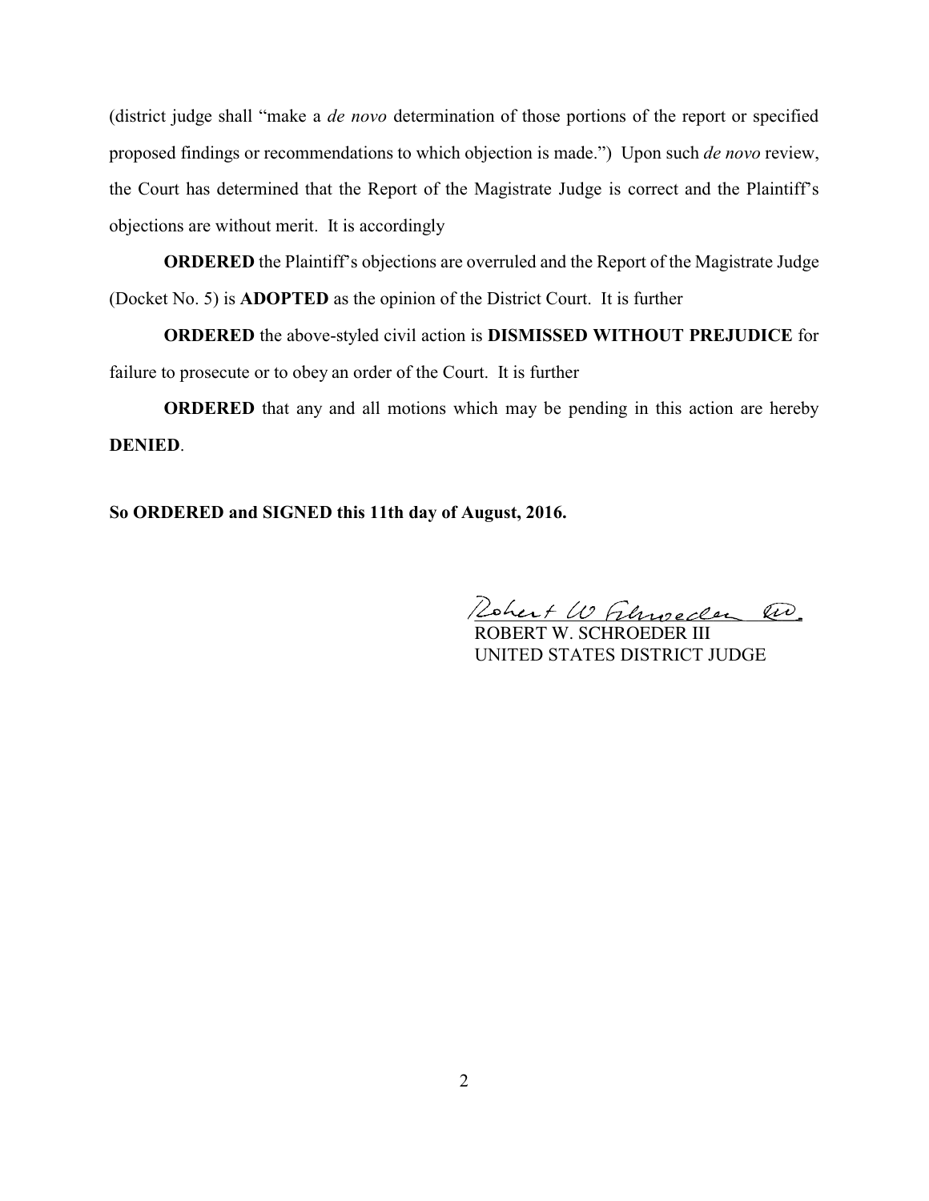(district judge shall "make a *de novo* determination of those portions of the report or specified proposed findings or recommendations to which objection is made.") Upon such *de novo* review, the Court has determined that the Report of the Magistrate Judge is correct and the Plaintiff's objections are without merit. It is accordingly

**ORDERED** the Plaintiff's objections are overruled and the Report of the Magistrate Judge (Docket No. 5) is **ADOPTED** as the opinion of the District Court. It is further

**ORDERED** the above-styled civil action is **DISMISSED WITHOUT PREJUDICE** for failure to prosecute or to obey an order of the Court. It is further

**ORDERED** that any and all motions which may be pending in this action are hereby **DENIED**.

**So ORDERED and SIGNED this 11th day of August, 2016.**

ROBERT W. SCHROEDER III
UNITED STATES DISTRICT JUDGE